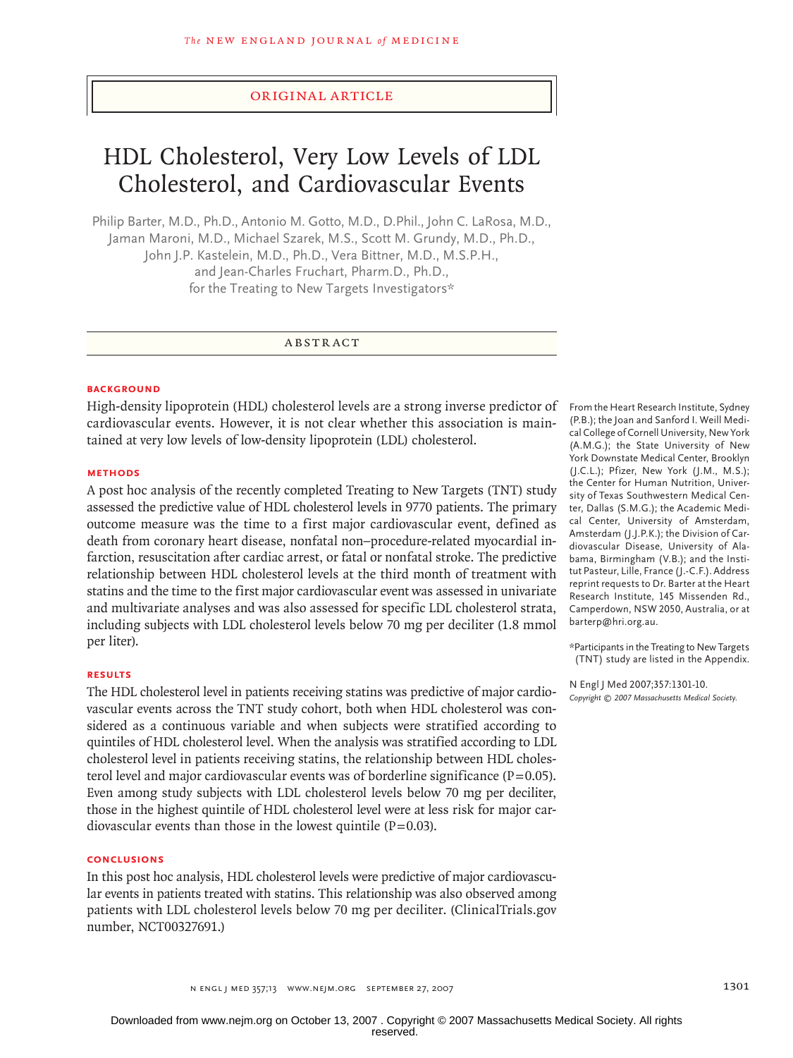ORIGINAL ARTICLE

# HDL Cholesterol, Very Low Levels of LDL Cholesterol, and Cardiovascular Events

Philip Barter, M.D., Ph.D., Antonio M. Gotto, M.D., D.Phil., John C. LaRosa, M.D., Jaman Maroni, M.D., Michael Szarek, M.S., Scott M. Grundy, M.D., Ph.D., John J.P. Kastelein, M.D., Ph.D., Vera Bittner, M.D., M.S.P.H., and Jean-Charles Fruchart, Pharm.D., Ph.D., for the Treating to New Targets Investigators*

## ABSTRACT

### BACKGROUND

High-density lipoprotein (HDL) cholesterol levels are a strong inverse predictor of cardiovascular events. However, it is not clear whether this association is maintained at very low levels of low-density lipoprotein (LDL) cholesterol.

### METHODS

A post hoc analysis of the recently completed Treating to New Targets (TNT) study assessed the predictive value of HDL cholesterol levels in 9770 patients. The primary outcome measure was the time to a first major cardiovascular event, defined as death from coronary heart disease, nonfatal non–procedure-related myocardial infarction, resuscitation after cardiac arrest, or fatal or nonfatal stroke. The predictive relationship between HDL cholesterol levels at the third month of treatment with statins and the time to the first major cardiovascular event was assessed in univariate and multivariate analyses and was also assessed for specific LDL cholesterol strata, including subjects with LDL cholesterol levels below 70 mg per deciliter (1.8 mmol per liter).

### RESULTS

The HDL cholesterol level in patients receiving statins was predictive of major cardiovascular events across the TNT study cohort, both when HDL cholesterol was considered as a continuous variable and when subjects were stratified according to quintiles of HDL cholesterol level. When the analysis was stratified according to LDL cholesterol level in patients receiving statins, the relationship between HDL cholesterol level and major cardiovascular events was of borderline significance ($P=0.05$). Even among study subjects with LDL cholesterol levels below 70 mg per deciliter, those in the highest quintile of HDL cholesterol level were at less risk for major cardiovascular events than those in the lowest quintile ($P=0.03$).

### CONCLUSIONS

In this post hoc analysis, HDL cholesterol levels were predictive of major cardiovascular events in patients treated with statins. This relationship was also observed among patients with LDL cholesterol levels below 70 mg per deciliter. (ClinicalTrials.gov number, NCT00327691.)

From the Heart Research Institute, Sydney (P.B.); the Joan and Sanford I. Weill Medical College of Cornell University, New York (A.M.G.); the State University of New York Downstate Medical Center, Brooklyn (J.C.L.); Pfizer, New York (J.M., M.S.); the Center for Human Nutrition, University of Texas Southwestern Medical Center, Dallas (S.M.G.); the Academic Medical Center, University of Amsterdam, Amsterdam (J.J.P.K.); the Division of Cardiovascular Disease, University of Alabama, Birmingham (V.B.); and the Institut Pasteur, Lille, France (J.-C.F.). Address reprint requests to Dr. Barter at the Heart Research Institute, 145 Missenden Rd., Camperdown, NSW 2050, Australia, or at barterp@hri.org.au.

*Participants in the Treating to New Targets (TNT) study are listed in the Appendix.

N Engl J Med 2007;357:1301-10.
*Copyright © 2007 Massachusetts Medical Society.*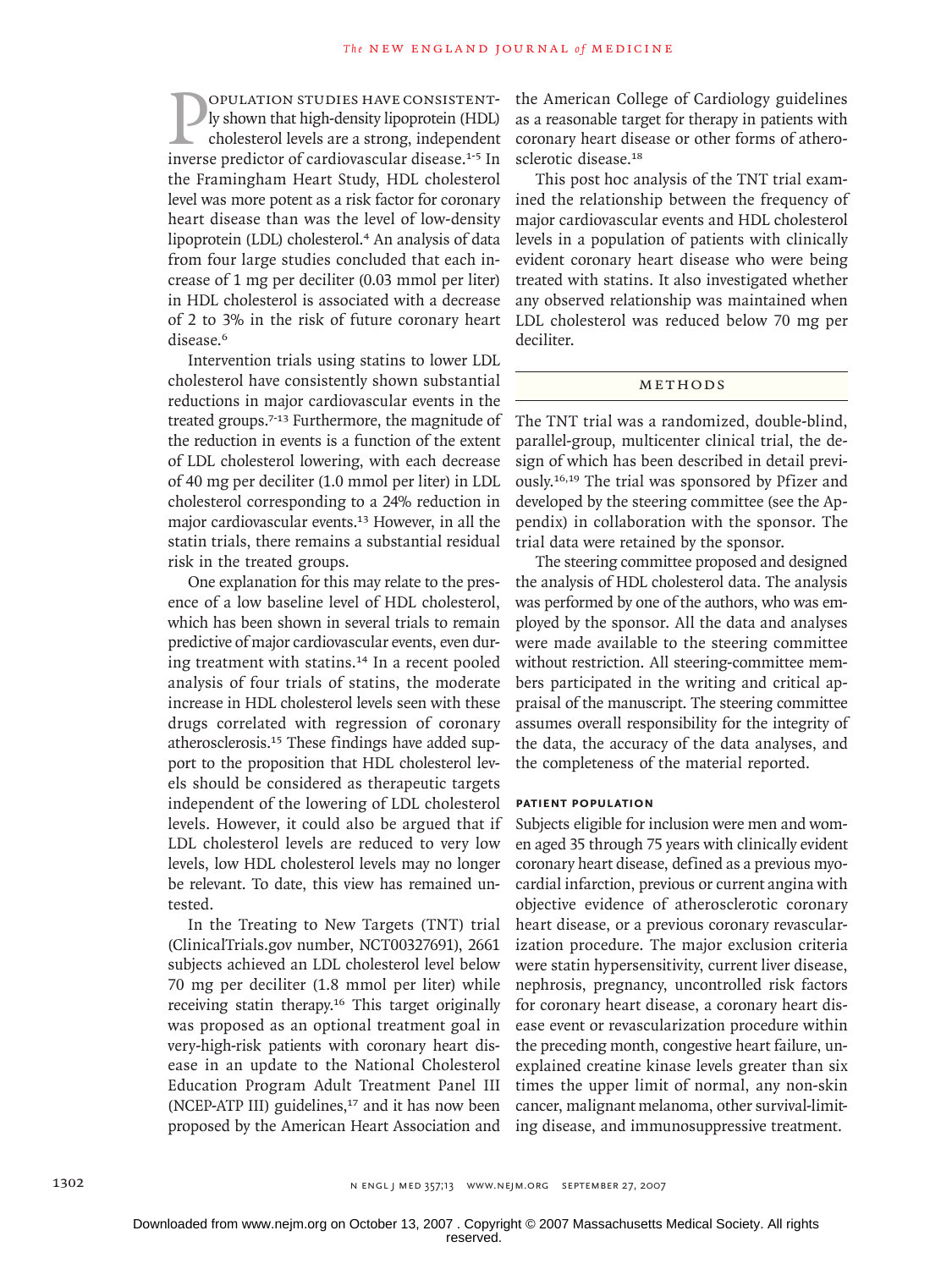Population studies have consistently shown that high-density lipoprotein (HDL) cholesterol levels are a strong, independent inverse predictor of cardiovascular disease.[1-5] In the Framingham Heart Study, HDL cholesterol level was more potent as a risk factor for coronary heart disease than was the level of low-density lipoprotein (LDL) cholesterol.[4] An analysis of data from four large studies concluded that each increase of 1 mg per deciliter (0.03 mmol per liter) in HDL cholesterol is associated with a decrease of 2 to 3% in the risk of future coronary heart disease.[6]

Intervention trials using statins to lower LDL cholesterol have consistently shown substantial reductions in major cardiovascular events in the treated groups.[7-13] Furthermore, the magnitude of the reduction in events is a function of the extent of LDL cholesterol lowering, with each decrease of 40 mg per deciliter (1.0 mmol per liter) in LDL cholesterol corresponding to a 24% reduction in major cardiovascular events.[13] However, in all the statin trials, there remains a substantial residual risk in the treated groups.

One explanation for this may relate to the presence of a low baseline level of HDL cholesterol, which has been shown in several trials to remain predictive of major cardiovascular events, even during treatment with statins.[14] In a recent pooled analysis of four trials of statins, the moderate increase in HDL cholesterol levels seen with these drugs correlated with regression of coronary atherosclerosis.[15] These findings have added support to the proposition that HDL cholesterol levels should be considered as therapeutic targets independent of the lowering of LDL cholesterol levels. However, it could also be argued that if LDL cholesterol levels are reduced to very low levels, low HDL cholesterol levels may no longer be relevant. To date, this view has remained untested.

In the Treating to New Targets (TNT) trial (ClinicalTrials.gov number, NCT00327691), 2661 subjects achieved an LDL cholesterol level below 70 mg per deciliter (1.8 mmol per liter) while receiving statin therapy.[16] This target originally was proposed as an optional treatment goal in very-high-risk patients with coronary heart disease in an update to the National Cholesterol Education Program Adult Treatment Panel III (NCEP-ATP III) guidelines,[17] and it has now been proposed by the American Heart Association and the American College of Cardiology guidelines as a reasonable target for therapy in patients with coronary heart disease or other forms of atherosclerotic disease.[18]

This post hoc analysis of the TNT trial examined the relationship between the frequency of major cardiovascular events and HDL cholesterol levels in a population of patients with clinically evident coronary heart disease who were being treated with statins. It also investigated whether any observed relationship was maintained when LDL cholesterol was reduced below 70 mg per deciliter.

## Methods

The TNT trial was a randomized, double-blind, parallel-group, multicenter clinical trial, the design of which has been described in detail previously.[16,19] The trial was sponsored by Pfizer and developed by the steering committee (see the Appendix) in collaboration with the sponsor. The trial data were retained by the sponsor.

The steering committee proposed and designed the analysis of HDL cholesterol data. The analysis was performed by one of the authors, who was employed by the sponsor. All the data and analyses were made available to the steering committee without restriction. All steering-committee members participated in the writing and critical appraisal of the manuscript. The steering committee assumes overall responsibility for the integrity of the data, the accuracy of the data analyses, and the completeness of the material reported.

### Patient Population

Subjects eligible for inclusion were men and women aged 35 through 75 years with clinically evident coronary heart disease, defined as a previous myocardial infarction, previous or current angina with objective evidence of atherosclerotic coronary heart disease, or a previous coronary revascularization procedure. The major exclusion criteria were statin hypersensitivity, current liver disease, nephrosis, pregnancy, uncontrolled risk factors for coronary heart disease, a coronary heart disease event or revascularization procedure within the preceding month, congestive heart failure, unexplained creatine kinase levels greater than six times the upper limit of normal, any non-skin cancer, malignant melanoma, other survival-limiting disease, and immunosuppressive treatment.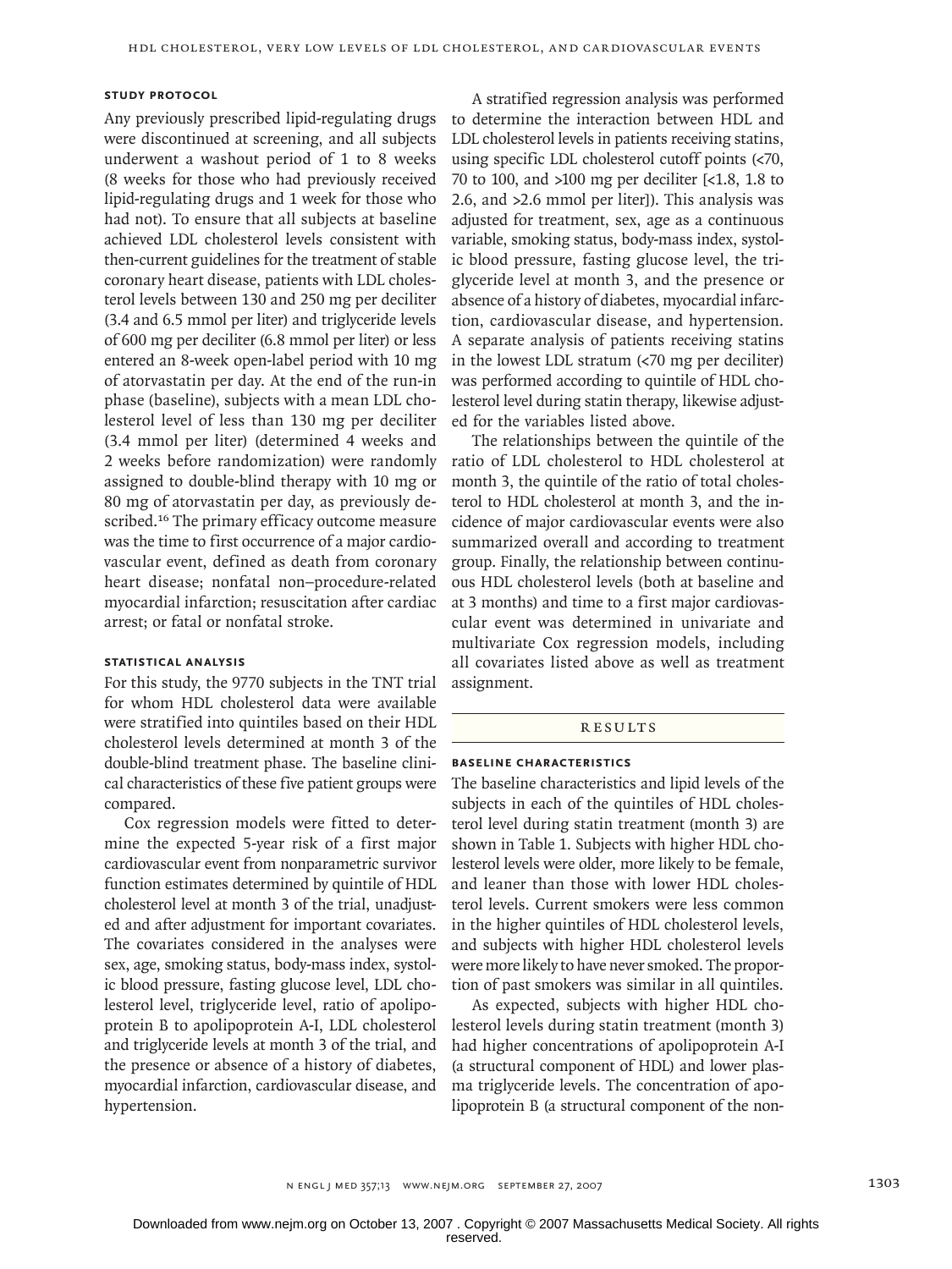### STUDY PROTOCOL

Any previously prescribed lipid-regulating drugs were discontinued at screening, and all subjects underwent a washout period of 1 to 8 weeks (8 weeks for those who had previously received lipid-regulating drugs and 1 week for those who had not). To ensure that all subjects at baseline achieved LDL cholesterol levels consistent with then-current guidelines for the treatment of stable coronary heart disease, patients with LDL cholesterol levels between 130 and 250 mg per deciliter (3.4 and 6.5 mmol per liter) and triglyceride levels of 600 mg per deciliter (6.8 mmol per liter) or less entered an 8-week open-label period with 10 mg of atorvastatin per day. At the end of the run-in phase (baseline), subjects with a mean LDL cholesterol level of less than 130 mg per deciliter (3.4 mmol per liter) (determined 4 weeks and 2 weeks before randomization) were randomly assigned to double-blind therapy with 10 mg or 80 mg of atorvastatin per day, as previously described.[16] The primary efficacy outcome measure was the time to first occurrence of a major cardiovascular event, defined as death from coronary heart disease; nonfatal non–procedure-related myocardial infarction; resuscitation after cardiac arrest; or fatal or nonfatal stroke.

### STATISTICAL ANALYSIS

For this study, the 9770 subjects in the TNT trial for whom HDL cholesterol data were available were stratified into quintiles based on their HDL cholesterol levels determined at month 3 of the double-blind treatment phase. The baseline clinical characteristics of these five patient groups were compared.

Cox regression models were fitted to determine the expected 5-year risk of a first major cardiovascular event from nonparametric survivor function estimates determined by quintile of HDL cholesterol level at month 3 of the trial, unadjusted and after adjustment for important covariates. The covariates considered in the analyses were sex, age, smoking status, body-mass index, systolic blood pressure, fasting glucose level, LDL cholesterol level, triglyceride level, ratio of apolipoprotein B to apolipoprotein A-I, LDL cholesterol and triglyceride levels at month 3 of the trial, and the presence or absence of a history of diabetes, myocardial infarction, cardiovascular disease, and hypertension.

A stratified regression analysis was performed to determine the interaction between HDL and LDL cholesterol levels in patients receiving statins, using specific LDL cholesterol cutoff points (<70, 70 to 100, and >100 mg per deciliter [<1.8, 1.8 to 2.6, and >2.6 mmol per liter]). This analysis was adjusted for treatment, sex, age as a continuous variable, smoking status, body-mass index, systolic blood pressure, fasting glucose level, the triglyceride level at month 3, and the presence or absence of a history of diabetes, myocardial infarction, cardiovascular disease, and hypertension. A separate analysis of patients receiving statins in the lowest LDL stratum (<70 mg per deciliter) was performed according to quintile of HDL cholesterol level during statin therapy, likewise adjusted for the variables listed above.

The relationships between the quintile of the ratio of LDL cholesterol to HDL cholesterol at month 3, the quintile of the ratio of total cholesterol to HDL cholesterol at month 3, and the incidence of major cardiovascular events were also summarized overall and according to treatment group. Finally, the relationship between continuous HDL cholesterol levels (both at baseline and at 3 months) and time to a first major cardiovascular event was determined in univariate and multivariate Cox regression models, including all covariates listed above as well as treatment assignment.

## RESULTS

### BASELINE CHARACTERISTICS

The baseline characteristics and lipid levels of the subjects in each of the quintiles of HDL cholesterol level during statin treatment (month 3) are shown in Table 1. Subjects with higher HDL cholesterol levels were older, more likely to be female, and leaner than those with lower HDL cholesterol levels. Current smokers were less common in the higher quintiles of HDL cholesterol levels, and subjects with higher HDL cholesterol levels were more likely to have never smoked. The proportion of past smokers was similar in all quintiles.

As expected, subjects with higher HDL cholesterol levels during statin treatment (month 3) had higher concentrations of apolipoprotein A-I (a structural component of HDL) and lower plasma triglyceride levels. The concentration of apolipoprotein B (a structural component of the non-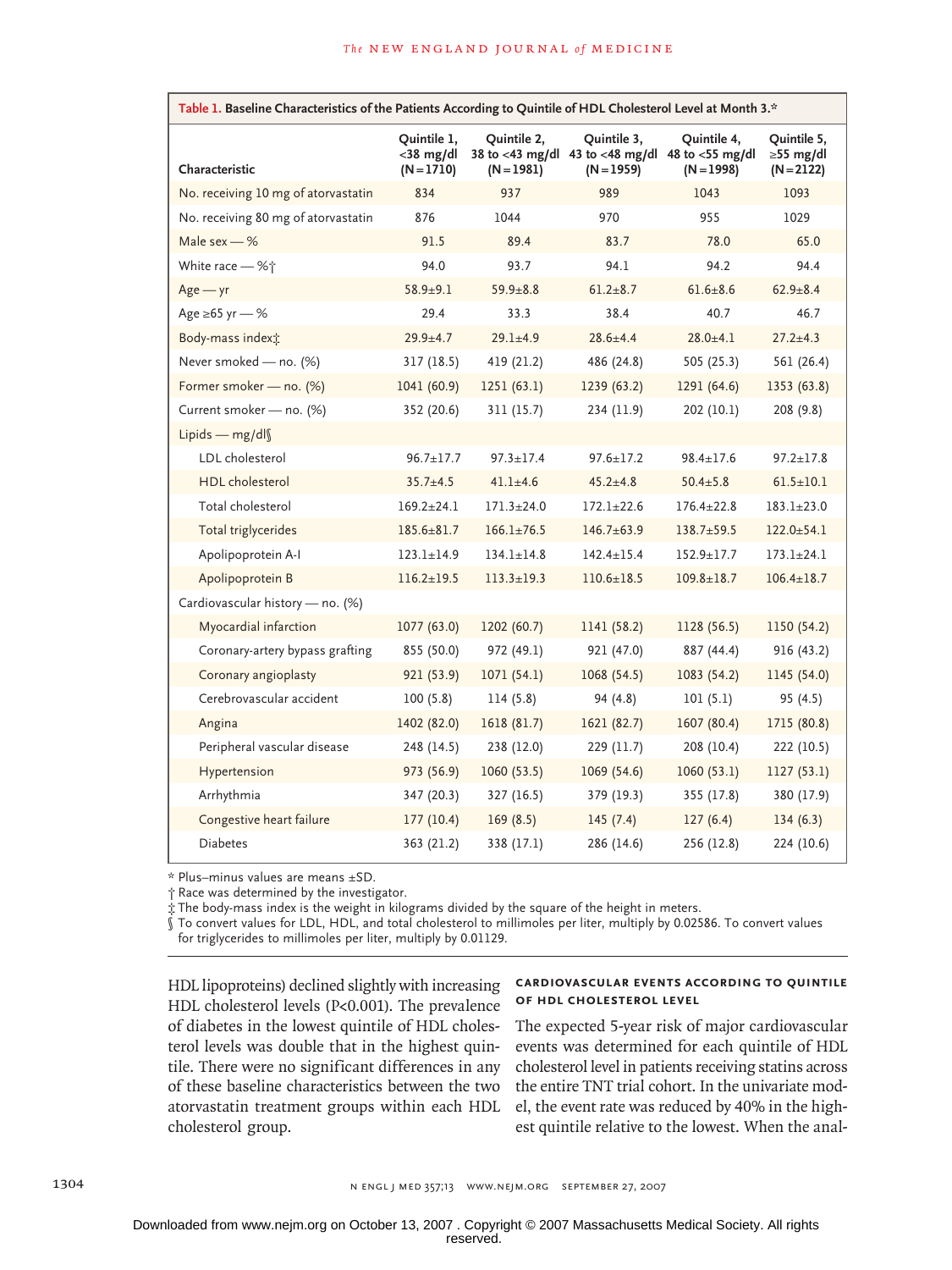**Table 1. Baseline Characteristics of the Patients According to Quintile of HDL Cholesterol Level at Month 3.***

| Characteristic | Quintile 1, <38 mg/dl (N=1710) | Quintile 2, 38 to <43 mg/dl (N=1981) | Quintile 3, 43 to <48 mg/dl (N=1959) | Quintile 4, 48 to <55 mg/dl (N=1998) | Quintile 5, ≥55 mg/dl (N=2122) |
|---|---|---|---|---|---|
| No. receiving 10 mg of atorvastatin | 834 | 937 | 989 | 1043 | 1093 |
| No. receiving 80 mg of atorvastatin | 876 | 1044 | 970 | 955 | 1029 |
| Male sex — % | 91.5 | 89.4 | 83.7 | 78.0 | 65.0 |
| White race — %† | 94.0 | 93.7 | 94.1 | 94.2 | 94.4 |
| Age — yr | 58.9±9.1 | 59.9±8.8 | 61.2±8.7 | 61.6±8.6 | 62.9±8.4 |
| Age ≥65 yr — % | 29.4 | 33.3 | 38.4 | 40.7 | 46.7 |
| Body-mass index‡ | 29.9±4.7 | 29.1±4.9 | 28.6±4.4 | 28.0±4.1 | 27.2±4.3 |
| Never smoked — no. (%) | 317 (18.5) | 419 (21.2) | 486 (24.8) | 505 (25.3) | 561 (26.4) |
| Former smoker — no. (%) | 1041 (60.9) | 1251 (63.1) | 1239 (63.2) | 1291 (64.6) | 1353 (63.8) |
| Current smoker — no. (%) | 352 (20.6) | 311 (15.7) | 234 (11.9) | 202 (10.1) | 208 (9.8) |
| Lipids — mg/dl§ | | | | | |
| LDL cholesterol | 96.7±17.7 | 97.3±17.4 | 97.6±17.2 | 98.4±17.6 | 97.2±17.8 |
| HDL cholesterol | 35.7±4.5 | 41.1±4.6 | 45.2±4.8 | 50.4±5.8 | 61.5±10.1 |
| Total cholesterol | 169.2±24.1 | 171.3±24.0 | 172.1±22.6 | 176.4±22.8 | 183.1±23.0 |
| Total triglycerides | 185.6±81.7 | 166.1±76.5 | 146.7±63.9 | 138.7±59.5 | 122.0±54.1 |
| Apolipoprotein A-I | 123.1±14.9 | 134.1±14.8 | 142.4±15.4 | 152.9±17.7 | 173.1±24.1 |
| Apolipoprotein B | 116.2±19.5 | 113.3±19.3 | 110.6±18.5 | 109.8±18.7 | 106.4±18.7 |
| Cardiovascular history — no. (%) | | | | | |
| Myocardial infarction | 1077 (63.0) | 1202 (60.7) | 1141 (58.2) | 1128 (56.5) | 1150 (54.2) |
| Coronary-artery bypass grafting | 855 (50.0) | 972 (49.1) | 921 (47.0) | 887 (44.4) | 916 (43.2) |
| Coronary angioplasty | 921 (53.9) | 1071 (54.1) | 1068 (54.5) | 1083 (54.2) | 1145 (54.0) |
| Cerebrovascular accident | 100 (5.8) | 114 (5.8) | 94 (4.8) | 101 (5.1) | 95 (4.5) |
| Angina | 1402 (82.0) | 1618 (81.7) | 1621 (82.7) | 1607 (80.4) | 1715 (80.8) |
| Peripheral vascular disease | 248 (14.5) | 238 (12.0) | 229 (11.7) | 208 (10.4) | 222 (10.5) |
| Hypertension | 973 (56.9) | 1060 (53.5) | 1069 (54.6) | 1060 (53.1) | 1127 (53.1) |
| Arrhythmia | 347 (20.3) | 327 (16.5) | 379 (19.3) | 355 (17.8) | 380 (17.9) |
| Congestive heart failure | 177 (10.4) | 169 (8.5) | 145 (7.4) | 127 (6.4) | 134 (6.3) |
| Diabetes | 363 (21.2) | 338 (17.1) | 286 (14.6) | 256 (12.8) | 224 (10.6) |

\* Plus–minus values are means ±SD.
† Race was determined by the investigator.
‡ The body-mass index is the weight in kilograms divided by the square of the height in meters.
§ To convert values for LDL, HDL, and total cholesterol to millimoles per liter, multiply by 0.02586. To convert values for triglycerides to millimoles per liter, multiply by 0.01129.

HDL lipoproteins) declined slightly with increasing HDL cholesterol levels (P<0.001). The prevalence of diabetes in the lowest quintile of HDL cholesterol levels was double that in the highest quintile. There were no significant differences in any of these baseline characteristics between the two atorvastatin treatment groups within each HDL cholesterol group.

### CARDIOVASCULAR EVENTS ACCORDING TO QUINTILE OF HDL CHOLESTEROL LEVEL

The expected 5-year risk of major cardiovascular events was determined for each quintile of HDL cholesterol level in patients receiving statins across the entire TNT trial cohort. In the univariate model, the event rate was reduced by 40% in the highest quintile relative to the lowest. When the anal-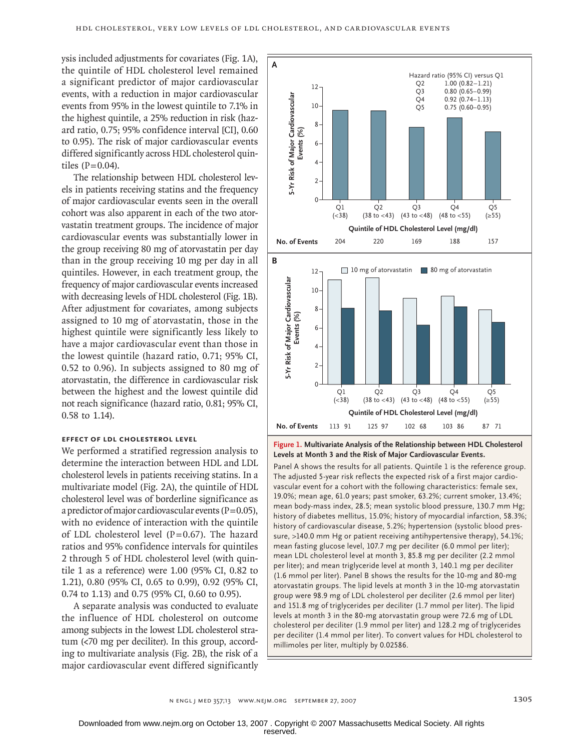ysis included adjustments for covariates (Fig. 1A), the quintile of HDL cholesterol level remained a significant predictor of major cardiovascular events, with a reduction in major cardiovascular events from 95% in the lowest quintile to 7.1% in the highest quintile, a 25% reduction in risk (hazard ratio, 0.75; 95% confidence interval [CI], 0.60 to 0.95). The risk of major cardiovascular events differed significantly across HDL cholesterol quintiles (P=0.04).

The relationship between HDL cholesterol levels in patients receiving statins and the frequency of major cardiovascular events seen in the overall cohort was also apparent in each of the two atorvastatin treatment groups. The incidence of major cardiovascular events was substantially lower in the group receiving 80 mg of atorvastatin per day than in the group receiving 10 mg per day in all quintiles. However, in each treatment group, the frequency of major cardiovascular events increased with decreasing levels of HDL cholesterol (Fig. 1B). After adjustment for covariates, among subjects assigned to 10 mg of atorvastatin, those in the highest quintile were significantly less likely to have a major cardiovascular event than those in the lowest quintile (hazard ratio, 0.71; 95% CI, 0.52 to 0.96). In subjects assigned to 80 mg of atorvastatin, the difference in cardiovascular risk between the highest and the lowest quintile did not reach significance (hazard ratio, 0.81; 95% CI, 0.58 to 1.14).

### Effect of LDL Cholesterol Level

We performed a stratified regression analysis to determine the interaction between HDL and LDL cholesterol levels in patients receiving statins. In a multivariate model (Fig. 2A), the quintile of HDL cholesterol level was of borderline significance as a predictor of major cardiovascular events (P=0.05), with no evidence of interaction with the quintile of LDL cholesterol level (P=0.67). The hazard ratios and 95% confidence intervals for quintiles 2 through 5 of HDL cholesterol level (with quintile 1 as a reference) were 1.00 (95% CI, 0.82 to 1.21), 0.80 (95% CI, 0.65 to 0.99), 0.92 (95% CI, 0.74 to 1.13) and 0.75 (95% CI, 0.60 to 0.95).

A separate analysis was conducted to evaluate the influence of HDL cholesterol on outcome among subjects in the lowest LDL cholesterol stratum (<70 mg per deciliter). In this group, according to multivariate analysis (Fig. 2B), the risk of a major cardiovascular event differed significantly

**Panel A** — 5-Yr Risk of Major Cardiovascular Events (%) by Quintile of HDL Cholesterol Level (mg/dl)

Hazard ratio (95% CI) versus Q1: Q2 1.00 (0.82–1.21); Q3 0.80 (0.65–0.99); Q4 0.92 (0.74–1.13); Q5 0.75 (0.60–0.95)

| | Q1 (<38) | Q2 (38 to <43) | Q3 (43 to <48) | Q4 (48 to <55) | Q5 (≥55) |
|---|---|---|---|---|---|
| No. of Events | 204 | 220 | 169 | 188 | 157 |

**Panel B** — 10 mg of atorvastatin / 80 mg of atorvastatin

| | Q1 (<38) | Q2 (38 to <43) | Q3 (43 to <48) | Q4 (48 to <55) | Q5 (≥55) |
|---|---|---|---|---|---|
| No. of Events (10 mg / 80 mg) | 113 / 91 | 125 / 97 | 102 / 68 | 103 / 86 | 87 / 71 |

**Figure 1. Multivariate Analysis of the Relationship between HDL Cholesterol Levels at Month 3 and the Risk of Major Cardiovascular Events.**

Panel A shows the results for all patients. Quintile 1 is the reference group. The adjusted 5-year risk reflects the expected risk of a first major cardiovascular event for a cohort with the following characteristics: female sex, 19.0%; mean age, 61.0 years; past smoker, 63.2%; current smoker, 13.4%; mean body-mass index, 28.5; mean systolic blood pressure, 130.7 mm Hg; history of diabetes mellitus, 15.0%; history of myocardial infarction, 58.3%; history of cardiovascular disease, 5.2%; hypertension (systolic blood pressure, >140.0 mm Hg or patient receiving antihypertensive therapy), 54.1%; mean fasting glucose level, 107.7 mg per deciliter (6.0 mmol per liter); mean LDL cholesterol level at month 3, 85.8 mg per deciliter (2.2 mmol per liter); and mean triglyceride level at month 3, 140.1 mg per deciliter (1.6 mmol per liter). Panel B shows the results for the 10-mg and 80-mg atorvastatin groups. The lipid levels at month 3 in the 10-mg atorvastatin group were 98.9 mg of LDL cholesterol per deciliter (2.6 mmol per liter) and 151.8 mg of triglycerides per deciliter (1.7 mmol per liter). The lipid levels at month 3 in the 80-mg atorvastatin group were 72.6 mg of LDL cholesterol per deciliter (1.9 mmol per liter) and 128.2 mg of triglycerides per deciliter (1.4 mmol per liter). To convert values for HDL cholesterol to millimoles per liter, multiply by 0.02586.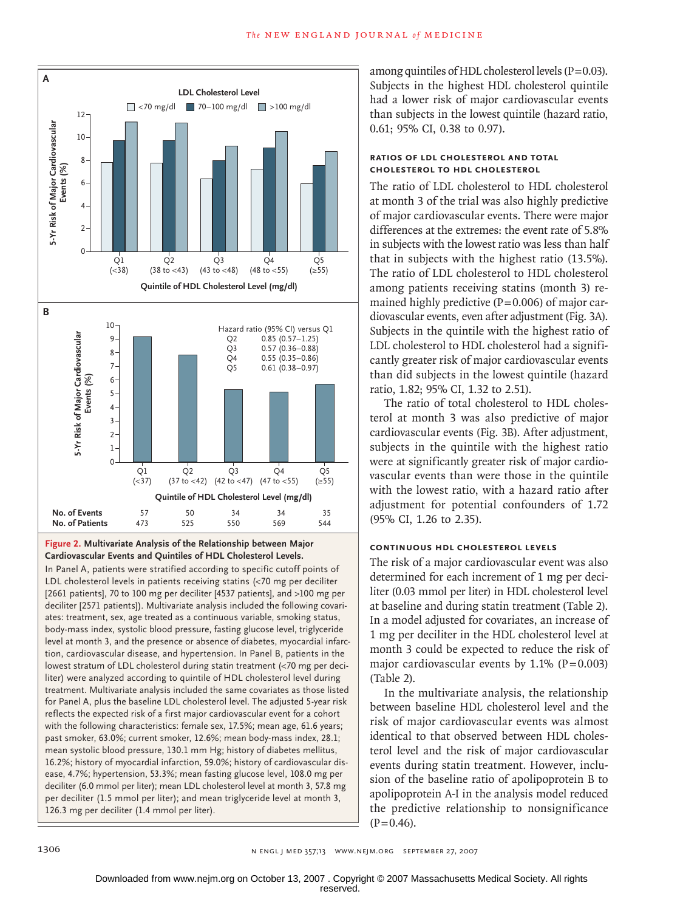**A**

**LDL Cholesterol Level**

☐ <70 mg/dl ■ 70–100 mg/dl ■ >100 mg/dl

5-Yr Risk of Major Cardiovascular Events (%)

Q1 (<38) | Q2 (38 to <43) | Q3 (43 to <48) | Q4 (48 to <55) | Q5 (≥55)

**Quintile of HDL Cholesterol Level (mg/dl)**

**B**

5-Yr Risk of Major Cardiovascular Events (%)

| Hazard ratio (95% CI) versus Q1 | |
|---|---|
| Q2 | 0.85 (0.57–1.25) |
| Q3 | 0.57 (0.36–0.88) |
| Q4 | 0.55 (0.35–0.86) |
| Q5 | 0.61 (0.38–0.97) |

**Quintile of HDL Cholesterol Level (mg/dl)**

| | Q1 (<37) | Q2 (37 to <42) | Q3 (42 to <47) | Q4 (47 to <55) | Q5 (≥55) |
|---|---|---|---|---|---|
| No. of Events | 57 | 50 | 34 | 34 | 35 |
| No. of Patients | 473 | 525 | 550 | 569 | 544 |

**Figure 2. Multivariate Analysis of the Relationship between Major Cardiovascular Events and Quintiles of HDL Cholesterol Levels.**

In Panel A, patients were stratified according to specific cutoff points of LDL cholesterol levels in patients receiving statins (<70 mg per deciliter [2661 patients], 70 to 100 mg per deciliter [4537 patients], and >100 mg per deciliter [2571 patients]). Multivariate analysis included the following covariates: treatment, sex, age treated as a continuous variable, smoking status, body-mass index, systolic blood pressure, fasting glucose level, triglyceride level at month 3, and the presence or absence of diabetes, myocardial infarction, cardiovascular disease, and hypertension. In Panel B, patients in the lowest stratum of LDL cholesterol during statin treatment (<70 mg per deciliter) were analyzed according to quintile of HDL cholesterol level during treatment. Multivariate analysis included the same covariates as those listed for Panel A, plus the baseline LDL cholesterol level. The adjusted 5-year risk reflects the expected risk of a first major cardiovascular event for a cohort with the following characteristics: female sex, 17.5%; mean age, 61.6 years; past smoker, 63.0%; current smoker, 12.6%; mean body-mass index, 28.1; mean systolic blood pressure, 130.1 mm Hg; history of diabetes mellitus, 16.2%; history of myocardial infarction, 59.0%; history of cardiovascular disease, 4.7%; hypertension, 53.3%; mean fasting glucose level, 108.0 mg per deciliter (6.0 mmol per liter); mean LDL cholesterol level at month 3, 57.8 mg per deciliter (1.5 mmol per liter); and mean triglyceride level at month 3, 126.3 mg per deciliter (1.4 mmol per liter).

among quintiles of HDL cholesterol levels (P=0.03). Subjects in the highest HDL cholesterol quintile had a lower risk of major cardiovascular events than subjects in the lowest quintile (hazard ratio, 0.61; 95% CI, 0.38 to 0.97).

### RATIOS OF LDL CHOLESTEROL AND TOTAL CHOLESTEROL TO HDL CHOLESTEROL

The ratio of LDL cholesterol to HDL cholesterol at month 3 of the trial was also highly predictive of major cardiovascular events. There were major differences at the extremes: the event rate of 5.8% in subjects with the lowest ratio was less than half that in subjects with the highest ratio (13.5%). The ratio of LDL cholesterol to HDL cholesterol among patients receiving statins (month 3) remained highly predictive (P=0.006) of major cardiovascular events, even after adjustment (Fig. 3A). Subjects in the quintile with the highest ratio of LDL cholesterol to HDL cholesterol had a significantly greater risk of major cardiovascular events than did subjects in the lowest quintile (hazard ratio, 1.82; 95% CI, 1.32 to 2.51).

The ratio of total cholesterol to HDL cholesterol at month 3 was also predictive of major cardiovascular events (Fig. 3B). After adjustment, subjects in the quintile with the highest ratio were at significantly greater risk of major cardiovascular events than were those in the quintile with the lowest ratio, with a hazard ratio after adjustment for potential confounders of 1.72 (95% CI, 1.26 to 2.35).

### CONTINUOUS HDL CHOLESTEROL LEVELS

The risk of a major cardiovascular event was also determined for each increment of 1 mg per deciliter (0.03 mmol per liter) in HDL cholesterol level at baseline and during statin treatment (Table 2). In a model adjusted for covariates, an increase of 1 mg per deciliter in the HDL cholesterol level at month 3 could be expected to reduce the risk of major cardiovascular events by 1.1% (P=0.003) (Table 2).

In the multivariate analysis, the relationship between baseline HDL cholesterol level and the risk of major cardiovascular events was almost identical to that observed between HDL cholesterol level and the risk of major cardiovascular events during statin treatment. However, inclusion of the baseline ratio of apolipoprotein B to apolipoprotein A-I in the analysis model reduced the predictive relationship to nonsignificance (P=0.46).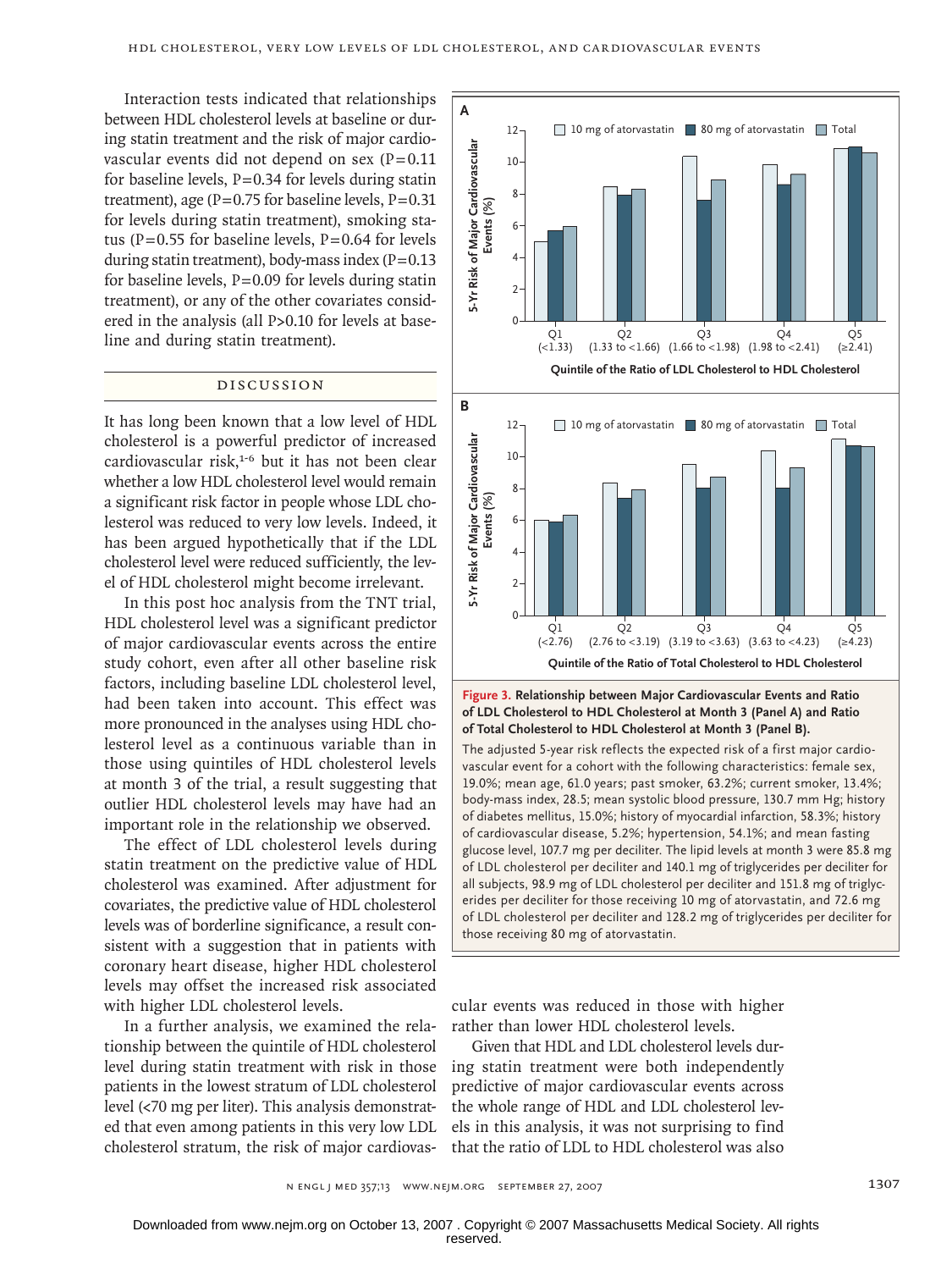Interaction tests indicated that relationships between HDL cholesterol levels at baseline or during statin treatment and the risk of major cardiovascular events did not depend on sex (P=0.11 for baseline levels, P=0.34 for levels during statin treatment), age (P=0.75 for baseline levels, P=0.31 for levels during statin treatment), smoking status (P=0.55 for baseline levels, P=0.64 for levels during statin treatment), body-mass index (P=0.13 for baseline levels, P=0.09 for levels during statin treatment), or any of the other covariates considered in the analysis (all P>0.10 for levels at baseline and during statin treatment).

## DISCUSSION

It has long been known that a low level of HDL cholesterol is a powerful predictor of increased cardiovascular risk,[1-6] but it has not been clear whether a low HDL cholesterol level would remain a significant risk factor in people whose LDL cholesterol was reduced to very low levels. Indeed, it has been argued hypothetically that if the LDL cholesterol level were reduced sufficiently, the level of HDL cholesterol might become irrelevant.

In this post hoc analysis from the TNT trial, HDL cholesterol level was a significant predictor of major cardiovascular events across the entire study cohort, even after all other baseline risk factors, including baseline LDL cholesterol level, had been taken into account. This effect was more pronounced in the analyses using HDL cholesterol level as a continuous variable than in those using quintiles of HDL cholesterol levels at month 3 of the trial, a result suggesting that outlier HDL cholesterol levels may have had an important role in the relationship we observed.

The effect of LDL cholesterol levels during statin treatment on the predictive value of HDL cholesterol was examined. After adjustment for covariates, the predictive value of HDL cholesterol levels was of borderline significance, a result consistent with a suggestion that in patients with coronary heart disease, higher HDL cholesterol levels may offset the increased risk associated with higher LDL cholesterol levels.

In a further analysis, we examined the relationship between the quintile of HDL cholesterol level during statin treatment with risk in those patients in the lowest stratum of LDL cholesterol level (<70 mg per liter). This analysis demonstrated that even among patients in this very low LDL cholesterol stratum, the risk of major cardiovascular events was reduced in those with higher rather than lower HDL cholesterol levels.

Given that HDL and LDL cholesterol levels during statin treatment were both independently predictive of major cardiovascular events across the whole range of HDL and LDL cholesterol levels in this analysis, it was not surprising to find that the ratio of LDL to HDL cholesterol was also

**Figure 3. Relationship between Major Cardiovascular Events and Ratio of LDL Cholesterol to HDL Cholesterol at Month 3 (Panel A) and Ratio of Total Cholesterol to HDL Cholesterol at Month 3 (Panel B).**

The adjusted 5-year risk reflects the expected risk of a first major cardiovascular event for a cohort with the following characteristics: female sex, 19.0%; mean age, 61.0 years; past smoker, 63.2%; current smoker, 13.4%; body-mass index, 28.5; mean systolic blood pressure, 130.7 mm Hg; history of diabetes mellitus, 15.0%; history of myocardial infarction, 58.3%; history of cardiovascular disease, 5.2%; hypertension, 54.1%; and mean fasting glucose level, 107.7 mg per deciliter. The lipid levels at month 3 were 85.8 mg of LDL cholesterol per deciliter and 140.1 mg of triglycerides per deciliter for all subjects, 98.9 mg of LDL cholesterol per deciliter and 151.8 mg of triglycerides per deciliter for those receiving 10 mg of atorvastatin, and 72.6 mg of LDL cholesterol per deciliter and 128.2 mg of triglycerides per deciliter for those receiving 80 mg of atorvastatin.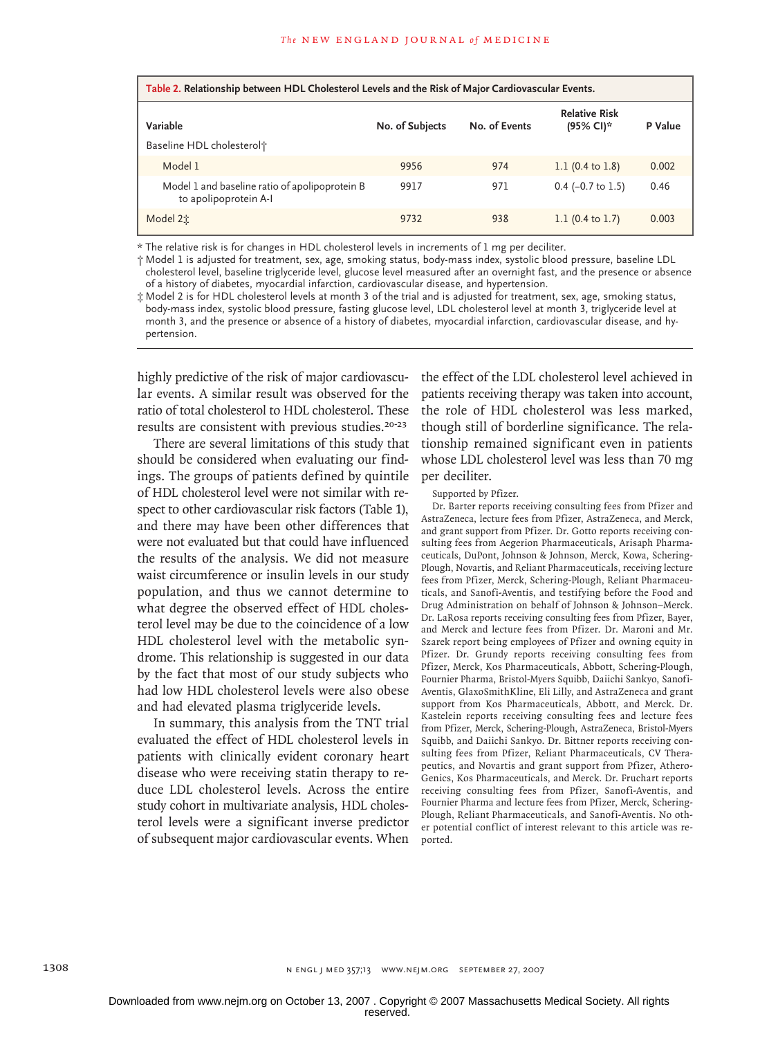**Table 2. Relationship between HDL Cholesterol Levels and the Risk of Major Cardiovascular Events.**

| Variable | No. of Subjects | No. of Events | Relative Risk (95% CI)* | P Value |
|---|---|---|---|---|
| Baseline HDL cholesterol† | | | | |
| Model 1 | 9956 | 974 | 1.1 (0.4 to 1.8) | 0.002 |
| Model 1 and baseline ratio of apolipoprotein B to apolipoprotein A-I | 9917 | 971 | 0.4 (−0.7 to 1.5) | 0.46 |
| Model 2‡ | 9732 | 938 | 1.1 (0.4 to 1.7) | 0.003 |

\* The relative risk is for changes in HDL cholesterol levels in increments of 1 mg per deciliter.

† Model 1 is adjusted for treatment, sex, age, smoking status, body-mass index, systolic blood pressure, baseline LDL cholesterol level, baseline triglyceride level, glucose level measured after an overnight fast, and the presence or absence of a history of diabetes, myocardial infarction, cardiovascular disease, and hypertension.

‡ Model 2 is for HDL cholesterol levels at month 3 of the trial and is adjusted for treatment, sex, age, smoking status, body-mass index, systolic blood pressure, fasting glucose level, LDL cholesterol level at month 3, triglyceride level at month 3, and the presence or absence of a history of diabetes, myocardial infarction, cardiovascular disease, and hypertension.

highly predictive of the risk of major cardiovascular events. A similar result was observed for the ratio of total cholesterol to HDL cholesterol. These results are consistent with previous studies.[20-23]

There are several limitations of this study that should be considered when evaluating our findings. The groups of patients defined by quintile of HDL cholesterol level were not similar with respect to other cardiovascular risk factors (Table 1), and there may have been other differences that were not evaluated but that could have influenced the results of the analysis. We did not measure waist circumference or insulin levels in our study population, and thus we cannot determine to what degree the observed effect of HDL cholesterol level may be due to the coincidence of a low HDL cholesterol level with the metabolic syndrome. This relationship is suggested in our data by the fact that most of our study subjects who had low HDL cholesterol levels were also obese and had elevated plasma triglyceride levels.

In summary, this analysis from the TNT trial evaluated the effect of HDL cholesterol levels in patients with clinically evident coronary heart disease who were receiving statin therapy to reduce LDL cholesterol levels. Across the entire study cohort in multivariate analysis, HDL cholesterol levels were a significant inverse predictor of subsequent major cardiovascular events. When the effect of the LDL cholesterol level achieved in patients receiving therapy was taken into account, the role of HDL cholesterol was less marked, though still of borderline significance. The relationship remained significant even in patients whose LDL cholesterol level was less than 70 mg per deciliter.

Supported by Pfizer.

Dr. Barter reports receiving consulting fees from Pfizer and AstraZeneca, lecture fees from Pfizer, AstraZeneca, and Merck, and grant support from Pfizer. Dr. Gotto reports receiving consulting fees from Aegerion Pharmaceuticals, Arisaph Pharmaceuticals, DuPont, Johnson & Johnson, Merck, Kowa, Schering-Plough, Novartis, and Reliant Pharmaceuticals, receiving lecture fees from Pfizer, Merck, Schering-Plough, Reliant Pharmaceuticals, and Sanofi-Aventis, and testifying before the Food and Drug Administration on behalf of Johnson & Johnson–Merck. Dr. LaRosa reports receiving consulting fees from Pfizer, Bayer, and Merck and lecture fees from Pfizer. Dr. Maroni and Mr. Szarek report being employees of Pfizer and owning equity in Pfizer. Dr. Grundy reports receiving consulting fees from Pfizer, Merck, Kos Pharmaceuticals, Abbott, Schering-Plough, Fournier Pharma, Bristol-Myers Squibb, Daiichi Sankyo, Sanofi-Aventis, GlaxoSmithKline, Eli Lilly, and AstraZeneca and grant support from Kos Pharmaceuticals, Abbott, and Merck. Dr. Kastelein reports receiving consulting fees and lecture fees from Pfizer, Merck, Schering-Plough, AstraZeneca, Bristol-Myers Squibb, and Daiichi Sankyo. Dr. Bittner reports receiving consulting fees from Pfizer, Reliant Pharmaceuticals, CV Therapeutics, and Novartis and grant support from Pfizer, AtheroGenics, Kos Pharmaceuticals, and Merck. Dr. Fruchart reports receiving consulting fees from Pfizer, Sanofi-Aventis, and Fournier Pharma and lecture fees from Pfizer, Merck, Schering-Plough, Reliant Pharmaceuticals, and Sanofi-Aventis. No other potential conflict of interest relevant to this article was reported.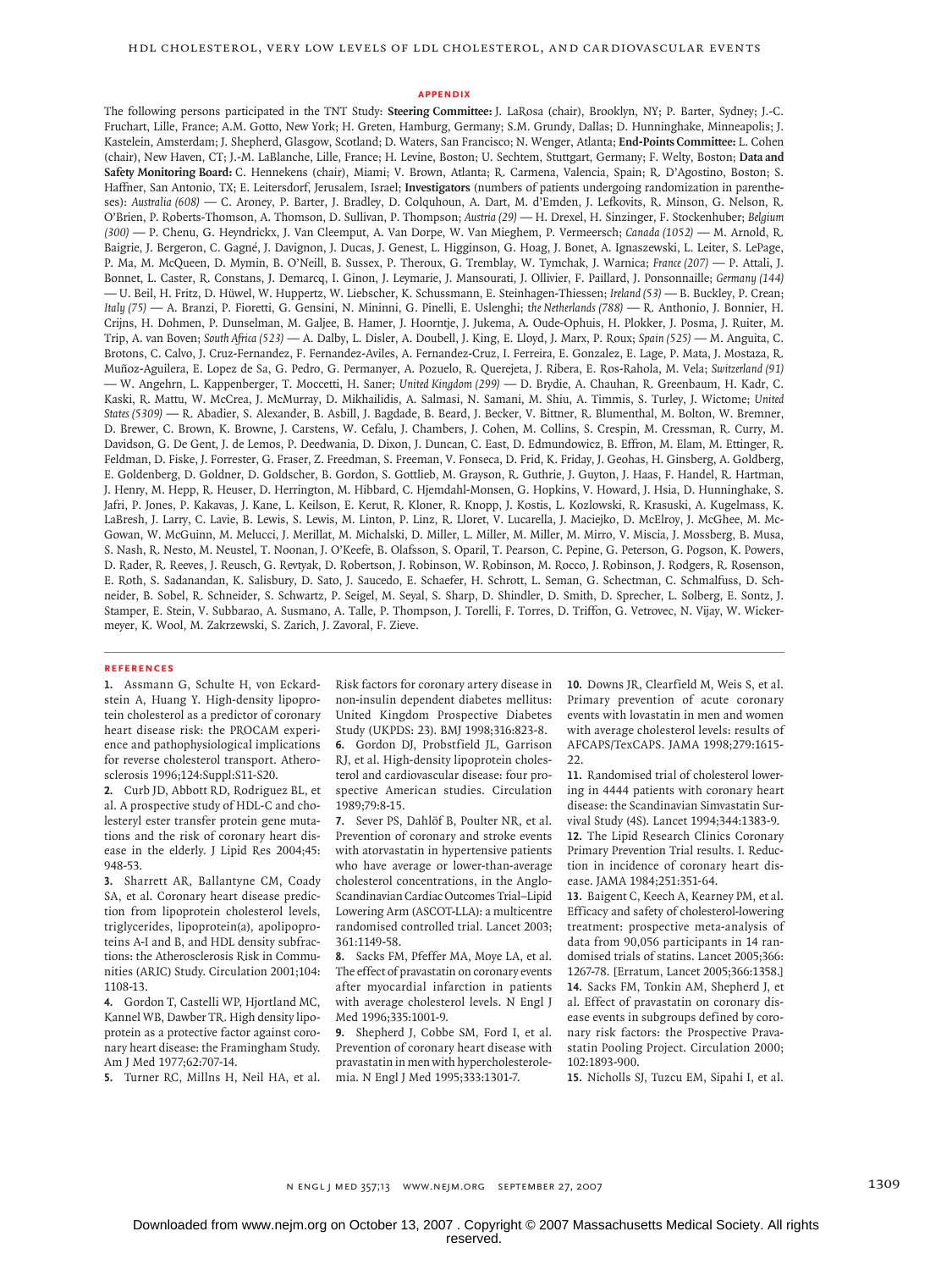## APPENDIX

The following persons participated in the TNT Study: **Steering Committee:** J. LaRosa (chair), Brooklyn, NY; P. Barter, Sydney; J.-C. Fruchart, Lille, France; A.M. Gotto, New York; H. Greten, Hamburg, Germany; S.M. Grundy, Dallas; D. Hunninghake, Minneapolis; J. Kastelein, Amsterdam; J. Shepherd, Glasgow, Scotland; D. Waters, San Francisco; N. Wenger, Atlanta; **End-Points Committee:** L. Cohen (chair), New Haven, CT; J.-M. LaBlanche, Lille, France; H. Levine, Boston; U. Sechtem, Stuttgart, Germany; F. Welty, Boston; **Data and Safety Monitoring Board:** C. Hennekens (chair), Miami; V. Brown, Atlanta; R. Carmena, Valencia, Spain; R. D'Agostino, Boston; S. Haffner, San Antonio, TX; E. Leitersdorf, Jerusalem, Israel; **Investigators** (numbers of patients undergoing randomization in parentheses): *Australia (608)* — C. Aroney, P. Barter, J. Bradley, D. Colquhoun, A. Dart, M. d'Emden, J. Lefkovits, R. Minson, G. Nelson, R. O'Brien, P. Roberts-Thomson, A. Thomson, D. Sullivan, P. Thompson; *Austria (29)* — H. Drexel, H. Sinzinger, F. Stockenhuber; *Belgium (300)* — P. Chenu, G. Heyndrickx, J. Van Cleemput, A. Van Dorpe, W. Van Mieghem, P. Vermeersch; *Canada (1052)* — M. Arnold, R. Baigrie, J. Bergeron, C. Gagné, J. Davignon, J. Ducas, J. Genest, L. Higginson, G. Hoag, J. Bonet, A. Ignaszewski, L. Leiter, S. LePage, P. Ma, M. McQueen, D. Mymin, B. O'Neill, B. Sussex, P. Theroux, G. Tremblay, W. Tymchak, J. Warnica; *France (207)* — P. Attali, J. Bonnet, L. Caster, R. Constans, J. Demarcq, I. Ginon, J. Leymarie, J. Mansourati, J. Ollivier, F. Paillard, J. Ponsonnaille; *Germany (144)* — U. Beil, H. Fritz, D. Hüwel, W. Huppertz, W. Liebscher, K. Schussmann, E. Steinhagen-Thiessen; *Ireland (53)* — B. Buckley, P. Crean; *Italy (75)* — A. Branzi, P. Fioretti, G. Gensini, N. Mininni, G. Pinelli, E. Uslenghi; *the Netherlands (788)* — R. Anthonio, J. Bonnier, H. Crijns, H. Dohmen, P. Dunselman, M. Galjee, B. Hamer, J. Hoorntje, J. Jukema, A. Oude-Ophuis, H. Plokker, J. Posma, J. Ruiter, M. Trip, A. van Boven; *South Africa (523)* — A. Dalby, L. Disler, A. Doubell, J. King, E. Lloyd, J. Marx, P. Roux; *Spain (525)* — M. Anguita, C. Brotons, C. Calvo, J. Cruz-Fernandez, F. Fernandez-Aviles, A. Fernandez-Cruz, I. Ferreira, E. Gonzalez, E. Lage, P. Mata, J. Mostaza, R. Muñoz-Aguilera, E. Lopez de Sa, G. Pedro, G. Permanyer, A. Pozuelo, R. Querejeta, J. Ribera, E. Ros-Rahola, M. Vela; *Switzerland (91)* — W. Angehrn, L. Kappenberger, T. Moccetti, H. Saner; *United Kingdom (299)* — D. Brydie, A. Chauhan, R. Greenbaum, H. Kadr, C. Kaski, R. Mattu, W. McCrea, J. McMurray, D. Mikhailidis, A. Salmasi, N. Samani, M. Shiu, A. Timmis, S. Turley, J. Wictome; *United States (5309)* — R. Abadier, S. Alexander, B. Asbill, J. Bagdade, B. Beard, J. Becker, V. Bittner, R. Blumenthal, M. Bolton, W. Bremner, D. Brewer, C. Brown, K. Browne, J. Carstens, W. Cefalu, J. Chambers, J. Cohen, M. Collins, S. Crespin, M. Cressman, R. Curry, M. Davidson, G. De Gent, J. de Lemos, P. Deedwania, D. Dixon, J. Duncan, C. East, D. Edmundowicz, B. Effron, M. Elam, M. Ettinger, R. Feldman, D. Fiske, J. Forrester, G. Fraser, Z. Freedman, S. Freeman, V. Fonseca, D. Frid, K. Friday, J. Geohas, H. Ginsberg, A. Goldberg, E. Goldenberg, D. Goldner, D. Goldscher, B. Gordon, S. Gottlieb, M. Grayson, R. Guthrie, J. Guyton, J. Haas, F. Handel, R. Hartman, J. Henry, M. Hepp, R. Heuser, D. Herrington, M. Hibbard, C. Hjemdahl-Monsen, G. Hopkins, V. Howard, J. Hsia, D. Hunninghake, S. Jafri, P. Jones, P. Kakavas, J. Kane, L. Keilson, E. Kerut, R. Kloner, R. Knopp, J. Kostis, L. Kozlowski, R. Krasuski, A. Kugelmass, K. LaBresh, J. Larry, C. Lavie, B. Lewis, S. Lewis, M. Linton, P. Linz, R. Lloret, V. Lucarella, J. Maciejko, D. McElroy, J. McGhee, M. McGowan, W. McGuinn, M. Melucci, J. Merillat, M. Michalski, D. Miller, L. Miller, M. Miller, M. Mirro, V. Miscia, J. Mossberg, B. Musa, S. Nash, R. Nesto, M. Neustel, T. Noonan, J. O'Keefe, B. Olafsson, S. Oparil, T. Pearson, C. Pepine, G. Peterson, G. Pogson, K. Powers, D. Rader, R. Reeves, J. Reusch, G. Revtyak, D. Robertson, J. Robinson, W. Robinson, M. Rocco, J. Robinson, J. Rodgers, R. Rosenson, E. Roth, S. Sadanandan, K. Salisbury, D. Sato, J. Saucedo, E. Schaefer, H. Schrott, L. Seman, G. Schectman, C. Schmalfuss, D. Schneider, B. Sobel, R. Schneider, S. Schwartz, P. Seigel, M. Seyal, S. Sharp, D. Shindler, D. Smith, D. Sprecher, L. Solberg, E. Sontz, J. Stamper, E. Stein, V. Subbarao, A. Susmano, A. Talle, P. Thompson, J. Torelli, F. Torres, D. Triffon, G. Vetrovec, N. Vijay, W. Wickermeyer, K. Wool, M. Zakrzewski, S. Zarich, J. Zavoral, F. Zieve.

## REFERENCES

1. Assmann G, Schulte H, von Eckardstein A, Huang Y. High-density lipoprotein cholesterol as a predictor of coronary heart disease risk: the PROCAM experience and pathophysiological implications for reverse cholesterol transport. Atherosclerosis 1996;124:Suppl:S11-S20.
2. Curb JD, Abbott RD, Rodriguez BL, et al. A prospective study of HDL-C and cholesteryl ester transfer protein gene mutations and the risk of coronary heart disease in the elderly. J Lipid Res 2004;45:948-53.
3. Sharrett AR, Ballantyne CM, Coady SA, et al. Coronary heart disease prediction from lipoprotein cholesterol levels, triglycerides, lipoprotein(a), apolipoproteins A-I and B, and HDL density subfractions: the Atherosclerosis Risk in Communities (ARIC) Study. Circulation 2001;104:1108-13.
4. Gordon T, Castelli WP, Hjortland MC, Kannel WB, Dawber TR. High density lipoprotein as a protective factor against coronary heart disease: the Framingham Study. Am J Med 1977;62:707-14.
5. Turner RC, Millns H, Neil HA, et al. Risk factors for coronary artery disease in non-insulin dependent diabetes mellitus: United Kingdom Prospective Diabetes Study (UKPDS: 23). BMJ 1998;316:823-8.
6. Gordon DJ, Probstfield JL, Garrison RJ, et al. High-density lipoprotein cholesterol and cardiovascular disease: four prospective American studies. Circulation 1989;79:8-15.
7. Sever PS, Dahlöf B, Poulter NR, et al. Prevention of coronary and stroke events with atorvastatin in hypertensive patients who have average or lower-than-average cholesterol concentrations, in the Anglo-Scandinavian Cardiac Outcomes Trial–Lipid Lowering Arm (ASCOT-LLA): a multicentre randomised controlled trial. Lancet 2003;361:1149-58.
8. Sacks FM, Pfeffer MA, Moye LA, et al. The effect of pravastatin on coronary events after myocardial infarction in patients with average cholesterol levels. N Engl J Med 1996;335:1001-9.
9. Shepherd J, Cobbe SM, Ford I, et al. Prevention of coronary heart disease with pravastatin in men with hypercholesterolemia. N Engl J Med 1995;333:1301-7.
10. Downs JR, Clearfield M, Weis S, et al. Primary prevention of acute coronary events with lovastatin in men and women with average cholesterol levels: results of AFCAPS/TexCAPS. JAMA 1998;279:1615-22.
11. Randomised trial of cholesterol lowering in 4444 patients with coronary heart disease: the Scandinavian Simvastatin Survival Study (4S). Lancet 1994;344:1383-9.
12. The Lipid Research Clinics Coronary Primary Prevention Trial results. I. Reduction in incidence of coronary heart disease. JAMA 1984;251:351-64.
13. Baigent C, Keech A, Kearney PM, et al. Efficacy and safety of cholesterol-lowering treatment: prospective meta-analysis of data from 90,056 participants in 14 randomised trials of statins. Lancet 2005;366:1267-78. [Erratum, Lancet 2005;366:1358.]
14. Sacks FM, Tonkin AM, Shepherd J, et al. Effect of pravastatin on coronary disease events in subgroups defined by coronary risk factors: the Prospective Pravastatin Pooling Project. Circulation 2000;102:1893-900.
15. Nicholls SJ, Tuzcu EM, Sipahi I, et al.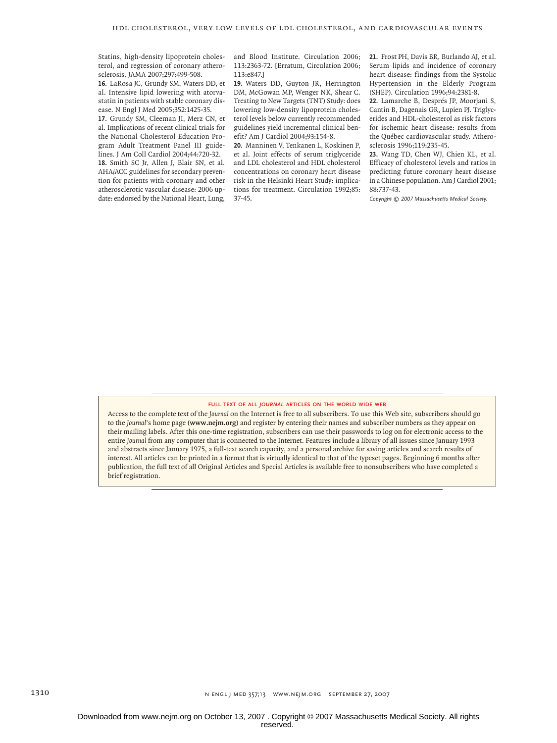Statins, high-density lipoprotein cholesterol, and regression of coronary atherosclerosis. JAMA 2007;297:499-508.

**16.** LaRosa JC, Grundy SM, Waters DD, et al. Intensive lipid lowering with atorvastatin in patients with stable coronary disease. N Engl J Med 2005;352:1425-35.

**17.** Grundy SM, Cleeman JI, Merz CN, et al. Implications of recent clinical trials for the National Cholesterol Education Program Adult Treatment Panel III guidelines. J Am Coll Cardiol 2004;44:720-32.

**18.** Smith SC Jr, Allen J, Blair SN, et al. AHA/ACC guidelines for secondary prevention for patients with coronary and other atherosclerotic vascular disease: 2006 update: endorsed by the National Heart, Lung, and Blood Institute. Circulation 2006; 113:2363-72. [Erratum, Circulation 2006; 113:e847.]

**19.** Waters DD, Guyton JR, Herrington DM, McGowan MP, Wenger NK, Shear C. Treating to New Targets (TNT) Study: does lowering low-density lipoprotein cholesterol levels below currently recommended guidelines yield incremental clinical benefit? Am J Cardiol 2004;93:154-8.

**20.** Manninen V, Tenkanen L, Koskinen P, et al. Joint effects of serum triglyceride and LDL cholesterol and HDL cholesterol concentrations on coronary heart disease risk in the Helsinki Heart Study: implications for treatment. Circulation 1992;85: 37-45.

**21.** Frost PH, Davis BR, Burlando AJ, et al. Serum lipids and incidence of coronary heart disease: findings from the Systolic Hypertension in the Elderly Program (SHEP). Circulation 1996;94:2381-8.

**22.** Lamarche B, Després JP, Moorjani S, Cantin B, Dagenais GR, Lupien PJ. Triglycerides and HDL-cholesterol as risk factors for ischemic heart disease: results from the Québec cardiovascular study. Atherosclerosis 1996;119:235-45.

**23.** Wang TD, Chen WJ, Chien KL, et al. Efficacy of cholesterol levels and ratios in predicting future coronary heart disease in a Chinese population. Am J Cardiol 2001; 88:737-43.

*Copyright © 2007 Massachusetts Medical Society.*

**FULL TEXT OF ALL *JOURNAL* ARTICLES ON THE WORLD WIDE WEB**

Access to the complete text of the *Journal* on the Internet is free to all subscribers. To use this Web site, subscribers should go to the *Journal*'s home page (**www.nejm.org**) and register by entering their names and subscriber numbers as they appear on their mailing labels. After this one-time registration, subscribers can use their passwords to log on for electronic access to the entire *Journal* from any computer that is connected to the Internet. Features include a library of all issues since January 1993 and abstracts since January 1975, a full-text search capacity, and a personal archive for saving articles and search results of interest. All articles can be printed in a format that is virtually identical to that of the typeset pages. Beginning 6 months after publication, the full text of all Original Articles and Special Articles is available free to nonsubscribers who have completed a brief registration.